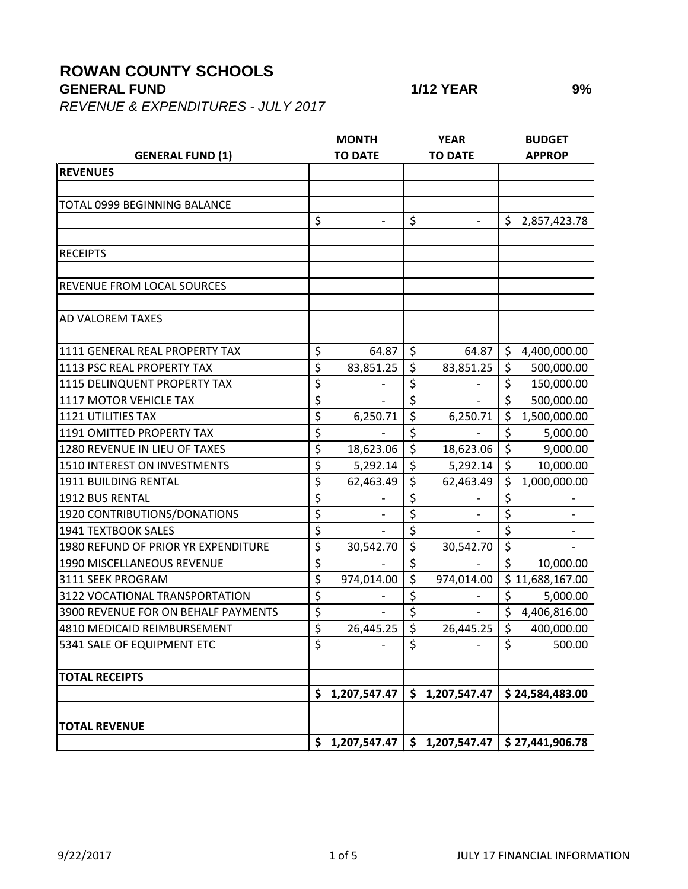# ROWAN COUNTY SCHOOLS

**GENERAL FUND** **1/12 YEAR** **9%**

*REVENUE & EXPENDITURES - JULY 2017*

| GENERAL FUND (1) | MONTH TO DATE | YEAR TO DATE | BUDGET APPROP |
|---|---|---|---|
| **REVENUES** | | | |
| | | | |
| TOTAL 0999 BEGINNING BALANCE | | | |
| | $ - | $ - | $ 2,857,423.78 |
| | | | |
| RECEIPTS | | | |
| | | | |
| REVENUE FROM LOCAL SOURCES | | | |
| | | | |
| AD VALOREM TAXES | | | |
| | | | |
| 1111 GENERAL REAL PROPERTY TAX | $ 64.87 | $ 64.87 | $ 4,400,000.00 |
| 1113 PSC REAL PROPERTY TAX | $ 83,851.25 | $ 83,851.25 | $ 500,000.00 |
| 1115 DELINQUENT PROPERTY TAX | $ - | $ - | $ 150,000.00 |
| 1117 MOTOR VEHICLE TAX | $ - | $ - | $ 500,000.00 |
| 1121 UTILITIES TAX | $ 6,250.71 | $ 6,250.71 | $ 1,500,000.00 |
| 1191 OMITTED PROPERTY TAX | $ - | $ - | $ 5,000.00 |
| 1280 REVENUE IN LIEU OF TAXES | $ 18,623.06 | $ 18,623.06 | $ 9,000.00 |
| 1510 INTEREST ON INVESTMENTS | $ 5,292.14 | $ 5,292.14 | $ 10,000.00 |
| 1911 BUILDING RENTAL | $ 62,463.49 | $ 62,463.49 | $ 1,000,000.00 |
| 1912 BUS RENTAL | $ - | $ - | $ - |
| 1920 CONTRIBUTIONS/DONATIONS | $ - | $ - | $ - |
| 1941 TEXTBOOK SALES | $ - | $ - | $ - |
| 1980 REFUND OF PRIOR YR EXPENDITURE | $ 30,542.70 | $ 30,542.70 | $ - |
| 1990 MISCELLANEOUS REVENUE | $ - | $ - | $ 10,000.00 |
| 3111 SEEK PROGRAM | $ 974,014.00 | $ 974,014.00 | $ 11,688,167.00 |
| 3122 VOCATIONAL TRANSPORTATION | $ - | $ - | $ 5,000.00 |
| 3900 REVENUE FOR ON BEHALF PAYMENTS | $ - | $ - | $ 4,406,816.00 |
| 4810 MEDICAID REIMBURSEMENT | $ 26,445.25 | $ 26,445.25 | $ 400,000.00 |
| 5341 SALE OF EQUIPMENT ETC | $ - | $ - | $ 500.00 |
| | | | |
| **TOTAL RECEIPTS** | | | |
| | **$ 1,207,547.47** | **$ 1,207,547.47** | **$ 24,584,483.00** |
| | | | |
| **TOTAL REVENUE** | | | |
| | **$ 1,207,547.47** | **$ 1,207,547.47** | **$ 27,441,906.78** |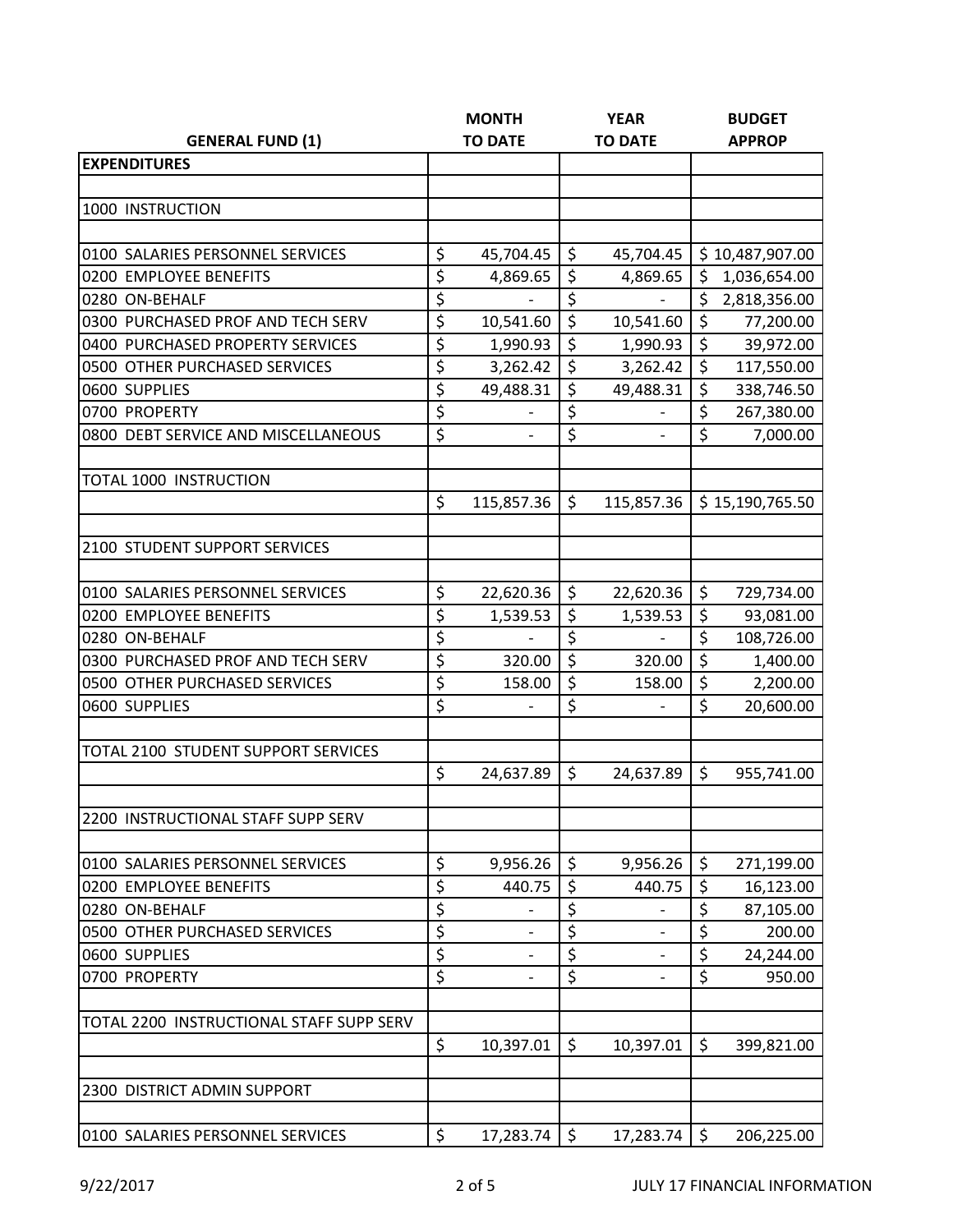| GENERAL FUND (1) | MONTH TO DATE | YEAR TO DATE | BUDGET APPROP |
|---|---|---|---|
| **EXPENDITURES** | | | |
| | | | |
| 1000 INSTRUCTION | | | |
| | | | |
| 0100 SALARIES PERSONNEL SERVICES | $ 45,704.45 | $ 45,704.45 | $ 10,487,907.00 |
| 0200 EMPLOYEE BENEFITS | $ 4,869.65 | $ 4,869.65 | $ 1,036,654.00 |
| 0280 ON-BEHALF | $ - | $ - | $ 2,818,356.00 |
| 0300 PURCHASED PROF AND TECH SERV | $ 10,541.60 | $ 10,541.60 | $ 77,200.00 |
| 0400 PURCHASED PROPERTY SERVICES | $ 1,990.93 | $ 1,990.93 | $ 39,972.00 |
| 0500 OTHER PURCHASED SERVICES | $ 3,262.42 | $ 3,262.42 | $ 117,550.00 |
| 0600 SUPPLIES | $ 49,488.31 | $ 49,488.31 | $ 338,746.50 |
| 0700 PROPERTY | $ - | $ - | $ 267,380.00 |
| 0800 DEBT SERVICE AND MISCELLANEOUS | $ - | $ - | $ 7,000.00 |
| | | | |
| TOTAL 1000 INSTRUCTION | | | |
| | $ 115,857.36 | $ 115,857.36 | $ 15,190,765.50 |
| | | | |
| 2100 STUDENT SUPPORT SERVICES | | | |
| | | | |
| 0100 SALARIES PERSONNEL SERVICES | $ 22,620.36 | $ 22,620.36 | $ 729,734.00 |
| 0200 EMPLOYEE BENEFITS | $ 1,539.53 | $ 1,539.53 | $ 93,081.00 |
| 0280 ON-BEHALF | $ - | $ - | $ 108,726.00 |
| 0300 PURCHASED PROF AND TECH SERV | $ 320.00 | $ 320.00 | $ 1,400.00 |
| 0500 OTHER PURCHASED SERVICES | $ 158.00 | $ 158.00 | $ 2,200.00 |
| 0600 SUPPLIES | $ - | $ - | $ 20,600.00 |
| | | | |
| TOTAL 2100 STUDENT SUPPORT SERVICES | | | |
| | $ 24,637.89 | $ 24,637.89 | $ 955,741.00 |
| | | | |
| 2200 INSTRUCTIONAL STAFF SUPP SERV | | | |
| | | | |
| 0100 SALARIES PERSONNEL SERVICES | $ 9,956.26 | $ 9,956.26 | $ 271,199.00 |
| 0200 EMPLOYEE BENEFITS | $ 440.75 | $ 440.75 | $ 16,123.00 |
| 0280 ON-BEHALF | $ - | $ - | $ 87,105.00 |
| 0500 OTHER PURCHASED SERVICES | $ - | $ - | $ 200.00 |
| 0600 SUPPLIES | $ - | $ - | $ 24,244.00 |
| 0700 PROPERTY | $ - | $ - | $ 950.00 |
| | | | |
| TOTAL 2200 INSTRUCTIONAL STAFF SUPP SERV | | | |
| | $ 10,397.01 | $ 10,397.01 | $ 399,821.00 |
| | | | |
| 2300 DISTRICT ADMIN SUPPORT | | | |
| | | | |
| 0100 SALARIES PERSONNEL SERVICES | $ 17,283.74 | $ 17,283.74 | $ 206,225.00 |

9/22/2017 JULY 17 FINANCIAL INFORMATION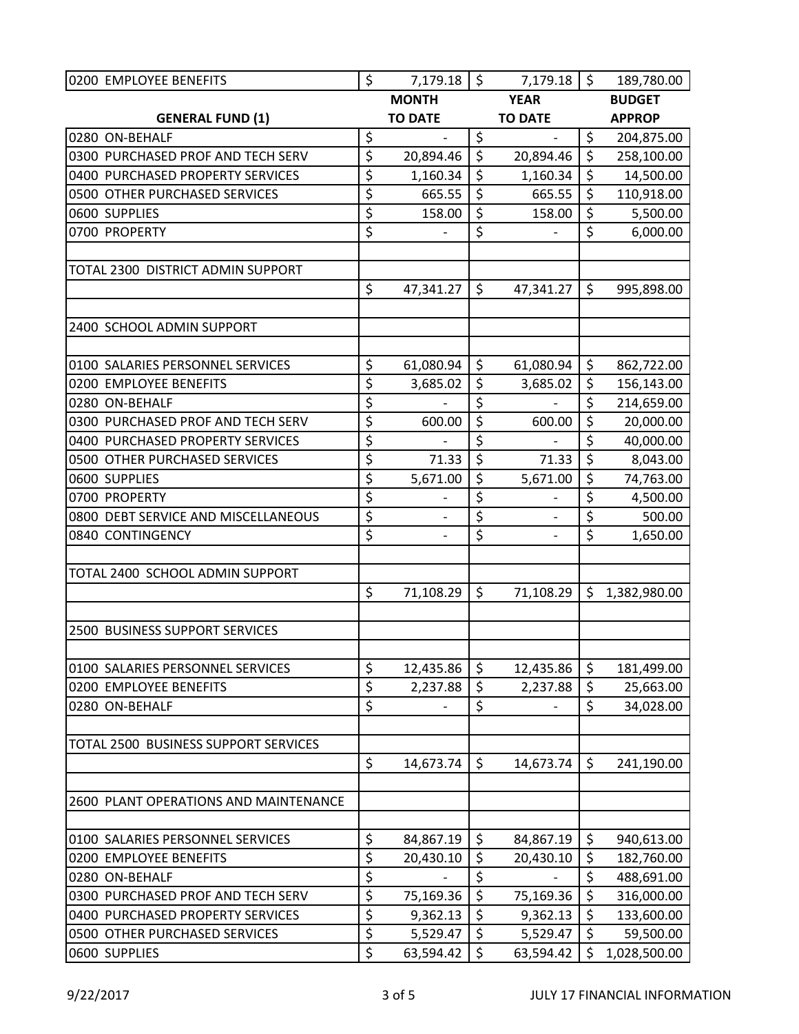| GENERAL FUND (1) | MONTH TO DATE | YEAR TO DATE | BUDGET APPROP |
|---|---|---|---|
| 0200 EMPLOYEE BENEFITS | $ 7,179.18 | $ 7,179.18 | $ 189,780.00 |
| 0280 ON-BEHALF | $ - | $ - | $ 204,875.00 |
| 0300 PURCHASED PROF AND TECH SERV | $ 20,894.46 | $ 20,894.46 | $ 258,100.00 |
| 0400 PURCHASED PROPERTY SERVICES | $ 1,160.34 | $ 1,160.34 | $ 14,500.00 |
| 0500 OTHER PURCHASED SERVICES | $ 665.55 | $ 665.55 | $ 110,918.00 |
| 0600 SUPPLIES | $ 158.00 | $ 158.00 | $ 5,500.00 |
| 0700 PROPERTY | $ - | $ - | $ 6,000.00 |
| | | | |
| TOTAL 2300 DISTRICT ADMIN SUPPORT | | | |
| | $ 47,341.27 | $ 47,341.27 | $ 995,898.00 |
| | | | |
| 2400 SCHOOL ADMIN SUPPORT | | | |
| | | | |
| 0100 SALARIES PERSONNEL SERVICES | $ 61,080.94 | $ 61,080.94 | $ 862,722.00 |
| 0200 EMPLOYEE BENEFITS | $ 3,685.02 | $ 3,685.02 | $ 156,143.00 |
| 0280 ON-BEHALF | $ - | $ - | $ 214,659.00 |
| 0300 PURCHASED PROF AND TECH SERV | $ 600.00 | $ 600.00 | $ 20,000.00 |
| 0400 PURCHASED PROPERTY SERVICES | $ - | $ - | $ 40,000.00 |
| 0500 OTHER PURCHASED SERVICES | $ 71.33 | $ 71.33 | $ 8,043.00 |
| 0600 SUPPLIES | $ 5,671.00 | $ 5,671.00 | $ 74,763.00 |
| 0700 PROPERTY | $ - | $ - | $ 4,500.00 |
| 0800 DEBT SERVICE AND MISCELLANEOUS | $ - | $ - | $ 500.00 |
| 0840 CONTINGENCY | $ - | $ - | $ 1,650.00 |
| | | | |
| TOTAL 2400 SCHOOL ADMIN SUPPORT | | | |
| | $ 71,108.29 | $ 71,108.29 | $ 1,382,980.00 |
| | | | |
| 2500 BUSINESS SUPPORT SERVICES | | | |
| | | | |
| 0100 SALARIES PERSONNEL SERVICES | $ 12,435.86 | $ 12,435.86 | $ 181,499.00 |
| 0200 EMPLOYEE BENEFITS | $ 2,237.88 | $ 2,237.88 | $ 25,663.00 |
| 0280 ON-BEHALF | $ - | $ - | $ 34,028.00 |
| | | | |
| TOTAL 2500 BUSINESS SUPPORT SERVICES | | | |
| | $ 14,673.74 | $ 14,673.74 | $ 241,190.00 |
| | | | |
| 2600 PLANT OPERATIONS AND MAINTENANCE | | | |
| | | | |
| 0100 SALARIES PERSONNEL SERVICES | $ 84,867.19 | $ 84,867.19 | $ 940,613.00 |
| 0200 EMPLOYEE BENEFITS | $ 20,430.10 | $ 20,430.10 | $ 182,760.00 |
| 0280 ON-BEHALF | $ - | $ - | $ 488,691.00 |
| 0300 PURCHASED PROF AND TECH SERV | $ 75,169.36 | $ 75,169.36 | $ 316,000.00 |
| 0400 PURCHASED PROPERTY SERVICES | $ 9,362.13 | $ 9,362.13 | $ 133,600.00 |
| 0500 OTHER PURCHASED SERVICES | $ 5,529.47 | $ 5,529.47 | $ 59,500.00 |
| 0600 SUPPLIES | $ 63,594.42 | $ 63,594.42 | $ 1,028,500.00 |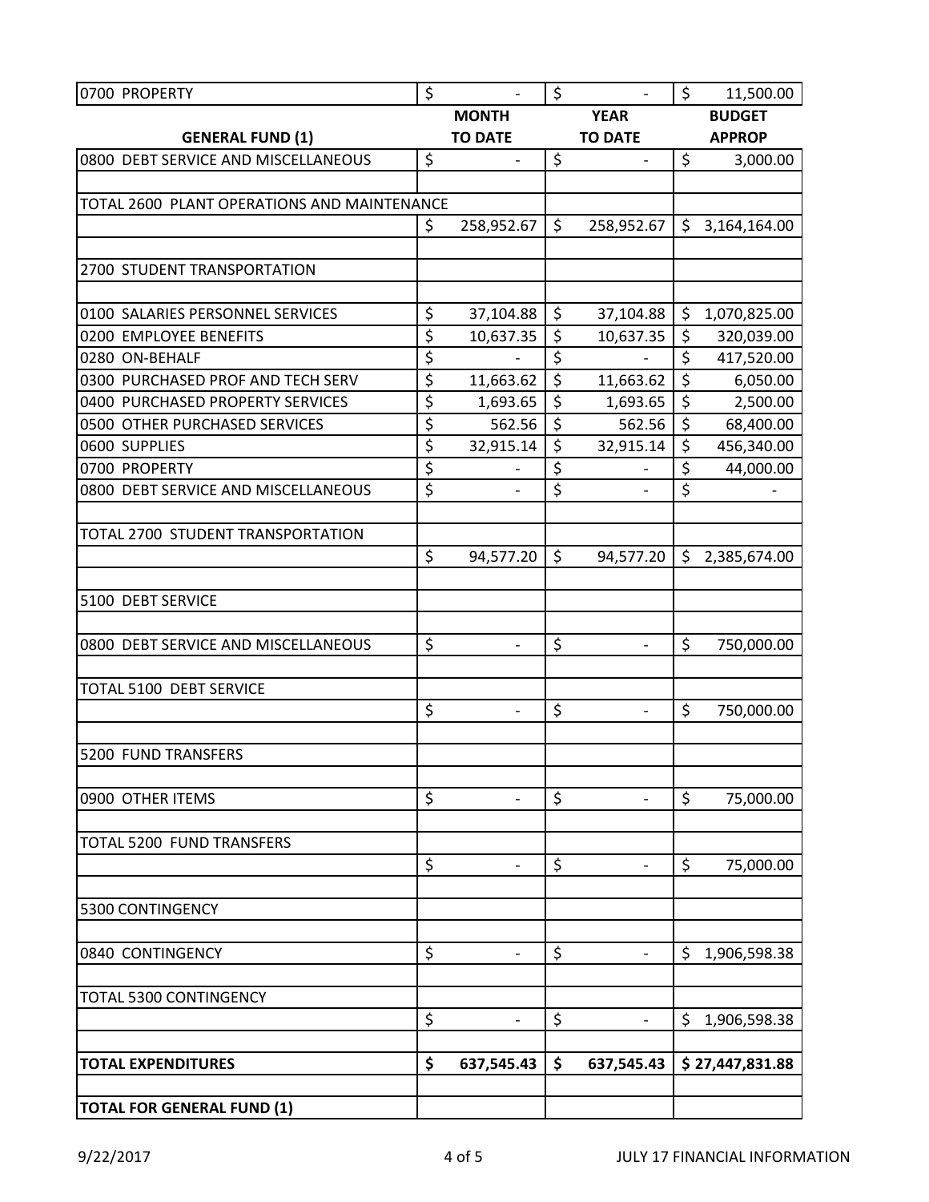| 0700 PROPERTY | $ - | $ - | $ 11,500.00 |
|---|---|---|---|
| **GENERAL FUND (1)** | **MONTH TO DATE** | **YEAR TO DATE** | **BUDGET APPROP** |
| 0800 DEBT SERVICE AND MISCELLANEOUS | $ - | $ - | $ 3,000.00 |
| | | | |
| TOTAL 2600 PLANT OPERATIONS AND MAINTENANCE | | | |
| | $ 258,952.67 | $ 258,952.67 | $ 3,164,164.00 |
| | | | |
| 2700 STUDENT TRANSPORTATION | | | |
| | | | |
| 0100 SALARIES PERSONNEL SERVICES | $ 37,104.88 | $ 37,104.88 | $ 1,070,825.00 |
| 0200 EMPLOYEE BENEFITS | $ 10,637.35 | $ 10,637.35 | $ 320,039.00 |
| 0280 ON-BEHALF | $ - | $ - | $ 417,520.00 |
| 0300 PURCHASED PROF AND TECH SERV | $ 11,663.62 | $ 11,663.62 | $ 6,050.00 |
| 0400 PURCHASED PROPERTY SERVICES | $ 1,693.65 | $ 1,693.65 | $ 2,500.00 |
| 0500 OTHER PURCHASED SERVICES | $ 562.56 | $ 562.56 | $ 68,400.00 |
| 0600 SUPPLIES | $ 32,915.14 | $ 32,915.14 | $ 456,340.00 |
| 0700 PROPERTY | $ - | $ - | $ 44,000.00 |
| 0800 DEBT SERVICE AND MISCELLANEOUS | $ - | $ - | $ - |
| | | | |
| TOTAL 2700 STUDENT TRANSPORTATION | | | |
| | $ 94,577.20 | $ 94,577.20 | $ 2,385,674.00 |
| | | | |
| 5100 DEBT SERVICE | | | |
| | | | |
| 0800 DEBT SERVICE AND MISCELLANEOUS | $ - | $ - | $ 750,000.00 |
| | | | |
| TOTAL 5100 DEBT SERVICE | | | |
| | $ - | $ - | $ 750,000.00 |
| | | | |
| 5200 FUND TRANSFERS | | | |
| | | | |
| 0900 OTHER ITEMS | $ - | $ - | $ 75,000.00 |
| | | | |
| TOTAL 5200 FUND TRANSFERS | | | |
| | $ - | $ - | $ 75,000.00 |
| | | | |
| 5300 CONTINGENCY | | | |
| | | | |
| 0840 CONTINGENCY | $ - | $ - | $ 1,906,598.38 |
| | | | |
| TOTAL 5300 CONTINGENCY | | | |
| | $ - | $ - | $ 1,906,598.38 |
| | | | |
| **TOTAL EXPENDITURES** | **$ 637,545.43** | **$ 637,545.43** | **$ 27,447,831.88** |
| | | | |
| **TOTAL FOR GENERAL FUND (1)** | | | |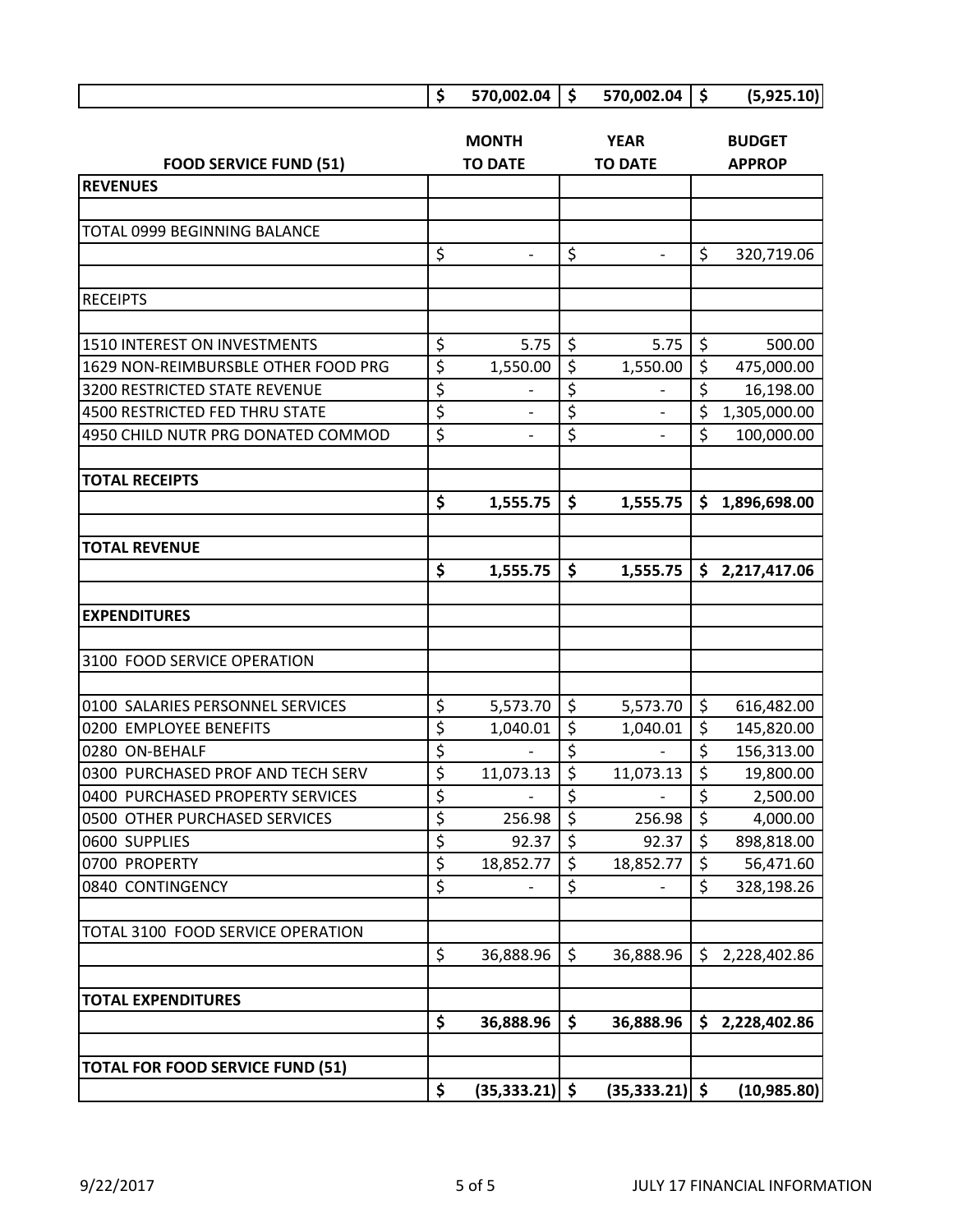| | | | |
|---|---|---|---|
| | $ 570,002.04 | $ 570,002.04 | $ (5,925.10) |

| FOOD SERVICE FUND (51) | MONTH TO DATE | YEAR TO DATE | BUDGET APPROP |
|---|---|---|---|
| **REVENUES** | | | |
| | | | |
| TOTAL 0999 BEGINNING BALANCE | | | |
| | $ - | $ - | $ 320,719.06 |
| | | | |
| RECEIPTS | | | |
| | | | |
| 1510 INTEREST ON INVESTMENTS | $ 5.75 | $ 5.75 | $ 500.00 |
| 1629 NON-REIMBURSBLE OTHER FOOD PRG | $ 1,550.00 | $ 1,550.00 | $ 475,000.00 |
| 3200 RESTRICTED STATE REVENUE | $ - | $ - | $ 16,198.00 |
| 4500 RESTRICTED FED THRU STATE | $ - | $ - | $ 1,305,000.00 |
| 4950 CHILD NUTR PRG DONATED COMMOD | $ - | $ - | $ 100,000.00 |
| | | | |
| **TOTAL RECEIPTS** | | | |
| | **$ 1,555.75** | **$ 1,555.75** | **$ 1,896,698.00** |
| | | | |
| **TOTAL REVENUE** | | | |
| | **$ 1,555.75** | **$ 1,555.75** | **$ 2,217,417.06** |
| | | | |
| **EXPENDITURES** | | | |
| | | | |
| 3100 FOOD SERVICE OPERATION | | | |
| | | | |
| 0100 SALARIES PERSONNEL SERVICES | $ 5,573.70 | $ 5,573.70 | $ 616,482.00 |
| 0200 EMPLOYEE BENEFITS | $ 1,040.01 | $ 1,040.01 | $ 145,820.00 |
| 0280 ON-BEHALF | $ - | $ - | $ 156,313.00 |
| 0300 PURCHASED PROF AND TECH SERV | $ 11,073.13 | $ 11,073.13 | $ 19,800.00 |
| 0400 PURCHASED PROPERTY SERVICES | $ - | $ - | $ 2,500.00 |
| 0500 OTHER PURCHASED SERVICES | $ 256.98 | $ 256.98 | $ 4,000.00 |
| 0600 SUPPLIES | $ 92.37 | $ 92.37 | $ 898,818.00 |
| 0700 PROPERTY | $ 18,852.77 | $ 18,852.77 | $ 56,471.60 |
| 0840 CONTINGENCY | $ - | $ - | $ 328,198.26 |
| | | | |
| TOTAL 3100 FOOD SERVICE OPERATION | | | |
| | $ 36,888.96 | $ 36,888.96 | $ 2,228,402.86 |
| | | | |
| **TOTAL EXPENDITURES** | | | |
| | **$ 36,888.96** | **$ 36,888.96** | **$ 2,228,402.86** |
| | | | |
| **TOTAL FOR FOOD SERVICE FUND (51)** | | | |
| | **$ (35,333.21)** | **$ (35,333.21)** | **$ (10,985.80)** |